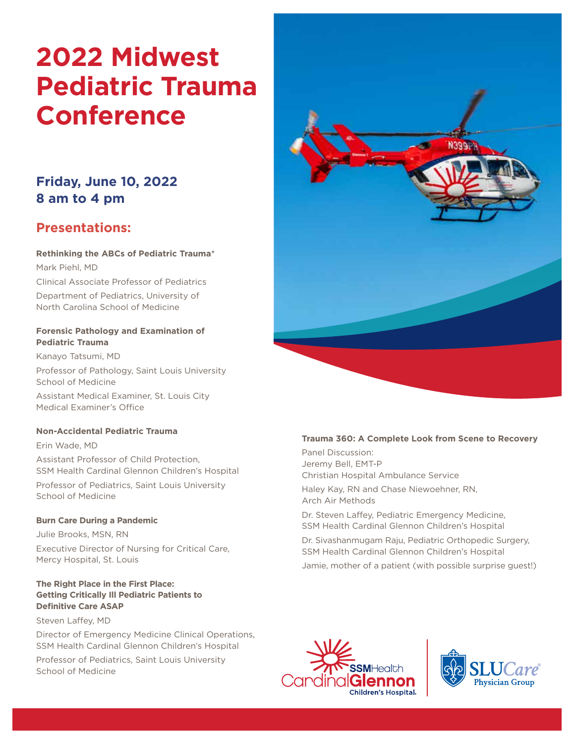# 2022 Midwest Pediatric Trauma Conference

## Friday, June 10, 2022
## 8 am to 4 pm

## Presentations:

**Rethinking the ABCs of Pediatric Trauma***

Mark Piehl, MD

Clinical Associate Professor of Pediatrics

Department of Pediatrics, University of North Carolina School of Medicine

**Forensic Pathology and Examination of Pediatric Trauma**

Kanayo Tatsumi, MD

Professor of Pathology, Saint Louis University School of Medicine

Assistant Medical Examiner, St. Louis City Medical Examiner's Office

**Non-Accidental Pediatric Trauma**

Erin Wade, MD

Assistant Professor of Child Protection, SSM Health Cardinal Glennon Children's Hospital

Professor of Pediatrics, Saint Louis University School of Medicine

**Burn Care During a Pandemic**

Julie Brooks, MSN, RN

Executive Director of Nursing for Critical Care, Mercy Hospital, St. Louis

**The Right Place in the First Place: Getting Critically Ill Pediatric Patients to Definitive Care ASAP**

Steven Laffey, MD

Director of Emergency Medicine Clinical Operations, SSM Health Cardinal Glennon Children's Hospital

Professor of Pediatrics, Saint Louis University School of Medicine

**Trauma 360: A Complete Look from Scene to Recovery**

Panel Discussion:
Jeremy Bell, EMT-P
Christian Hospital Ambulance Service

Haley Kay, RN and Chase Niewoehner, RN,
Arch Air Methods

Dr. Steven Laffey, Pediatric Emergency Medicine,
SSM Health Cardinal Glennon Children's Hospital

Dr. Sivashanmugam Raju, Pediatric Orthopedic Surgery,
SSM Health Cardinal Glennon Children's Hospital

Jamie, mother of a patient (with possible surprise guest!)

SSMHealth Cardinal Glennon Children's Hospital

SLUCare Physician Group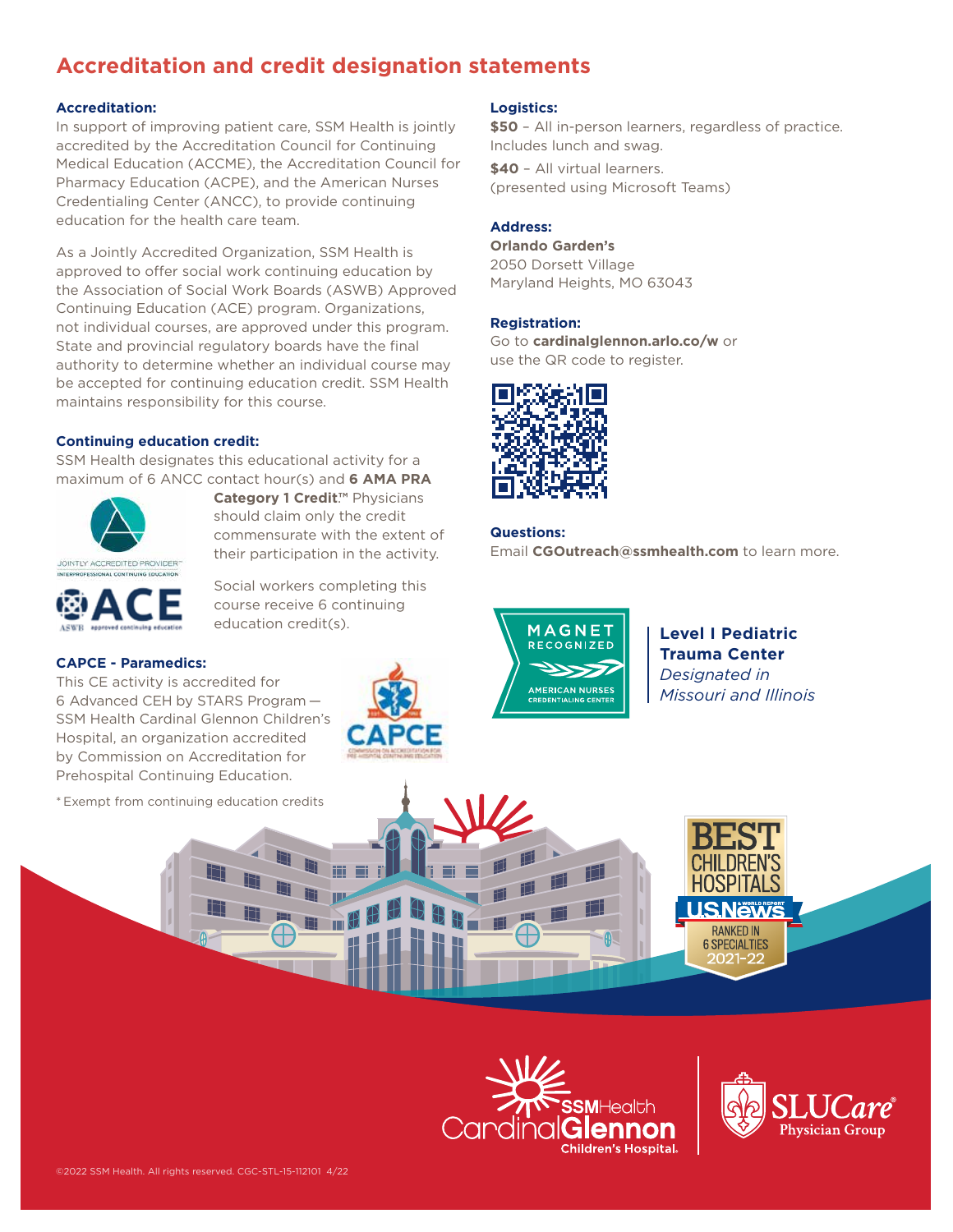## Accreditation and credit designation statements

### Accreditation:

In support of improving patient care, SSM Health is jointly accredited by the Accreditation Council for Continuing Medical Education (ACCME), the Accreditation Council for Pharmacy Education (ACPE), and the American Nurses Credentialing Center (ANCC), to provide continuing education for the health care team.

As a Jointly Accredited Organization, SSM Health is approved to offer social work continuing education by the Association of Social Work Boards (ASWB) Approved Continuing Education (ACE) program. Organizations, not individual courses, are approved under this program. State and provincial regulatory boards have the final authority to determine whether an individual course may be accepted for continuing education credit. SSM Health maintains responsibility for this course.

### Continuing education credit:

SSM Health designates this educational activity for a maximum of 6 ANCC contact hour(s) and **6 AMA PRA Category 1 Credit**™ Physicians should claim only the credit commensurate with the extent of their participation in the activity.

JOINTLY ACCREDITED PROVIDER™ INTERPROFESSIONAL CONTINUING EDUCATION

ACE ASWB approved continuing education

Social workers completing this course receive 6 continuing education credit(s).

### CAPCE - Paramedics:

This CE activity is accredited for 6 Advanced CEH by STARS Program — SSM Health Cardinal Glennon Children's Hospital, an organization accredited by Commission on Accreditation for Prehospital Continuing Education.

CAPCE COMMISSION ON ACCREDITATION FOR PRE-HOSPITAL CONTINUING EDUCATION

* Exempt from continuing education credits

### Logistics:

**$50** – All in-person learners, regardless of practice. Includes lunch and swag.

**$40** – All virtual learners. (presented using Microsoft Teams)

### Address:

**Orlando Garden's**
2050 Dorsett Village
Maryland Heights, MO 63043

### Registration:

Go to **cardinalglennon.arlo.co/w** or use the QR code to register.

### Questions:

Email **CGOutreach@ssmhealth.com** to learn more.

MAGNET RECOGNIZED AMERICAN NURSES CREDENTIALING CENTER

**Level I Pediatric Trauma Center**
*Designated in Missouri and Illinois*

BEST CHILDREN'S HOSPITALS U.S.News & WORLD REPORT RANKED IN 6 SPECIALTIES 2021-22

SSMHealth Cardinal Glennon Children's Hospital

SLUCare Physician Group

©2022 SSM Health. All rights reserved. CGC-STL-15-112101 4/22